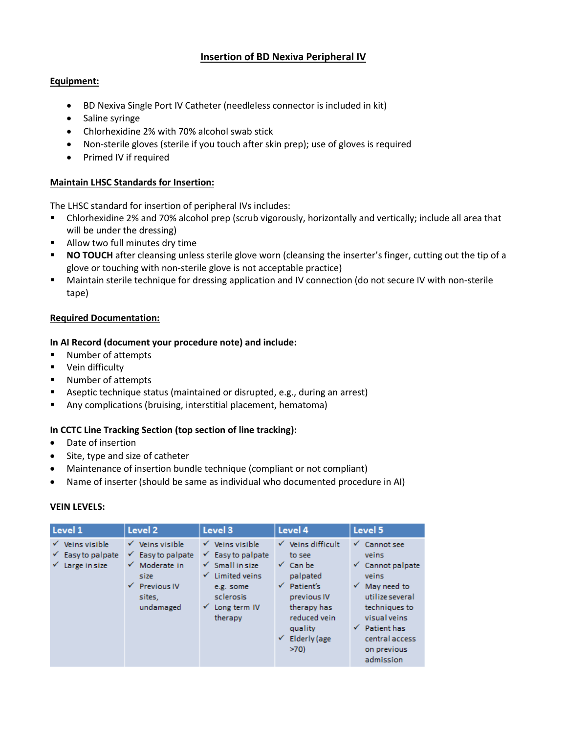# Insertion of BD Nexiva Peripheral IV

## Equipment:

- BD Nexiva Single Port IV Catheter (needleless connector is included in kit)
- Saline syringe
- Chlorhexidine 2% with 70% alcohol swab stick
- Non-sterile gloves (sterile if you touch after skin prep); use of gloves is required
- Primed IV if required

## Maintain LHSC Standards for Insertion:

The LHSC standard for insertion of peripheral IVs includes:

- Chlorhexidine 2% and 70% alcohol prep (scrub vigorously, horizontally and vertically; include all area that will be under the dressing)
- Allow two full minutes dry time
- **NO TOUCH** after cleansing unless sterile glove worn (cleansing the inserter's finger, cutting out the tip of a glove or touching with non-sterile glove is not acceptable practice)
- Maintain sterile technique for dressing application and IV connection (do not secure IV with non-sterile tape)

## Required Documentation:

### In AI Record (document your procedure note) and include:

- Number of attempts
- Vein difficulty
- Number of attempts
- Aseptic technique status (maintained or disrupted, e.g., during an arrest)
- Any complications (bruising, interstitial placement, hematoma)

### In CCTC Line Tracking Section (top section of line tracking):

- Date of insertion
- Site, type and size of catheter
- Maintenance of insertion bundle technique (compliant or not compliant)
- Name of inserter (should be same as individual who documented procedure in AI)

### VEIN LEVELS:

| Level 1 | Level 2 | Level 3 | Level 4 | Level 5 |
|---|---|---|---|---|
| ✓ Veins visible<br>✓ Easy to palpate<br>✓ Large in size | ✓ Veins visible<br>✓ Easy to palpate<br>✓ Moderate in size<br>✓ Previous IV sites, undamaged | ✓ Veins visible<br>✓ Easy to palpate<br>✓ Small in size<br>✓ Limited veins e.g. some sclerosis<br>✓ Long term IV therapy | ✓ Veins difficult to see<br>✓ Can be palpated<br>✓ Patient's previous IV therapy has reduced vein quality<br>✓ Elderly (age >70) | ✓ Cannot see veins<br>✓ Cannot palpate veins<br>✓ May need to utilize several techniques to visual veins<br>✓ Patient has central access on previous admission |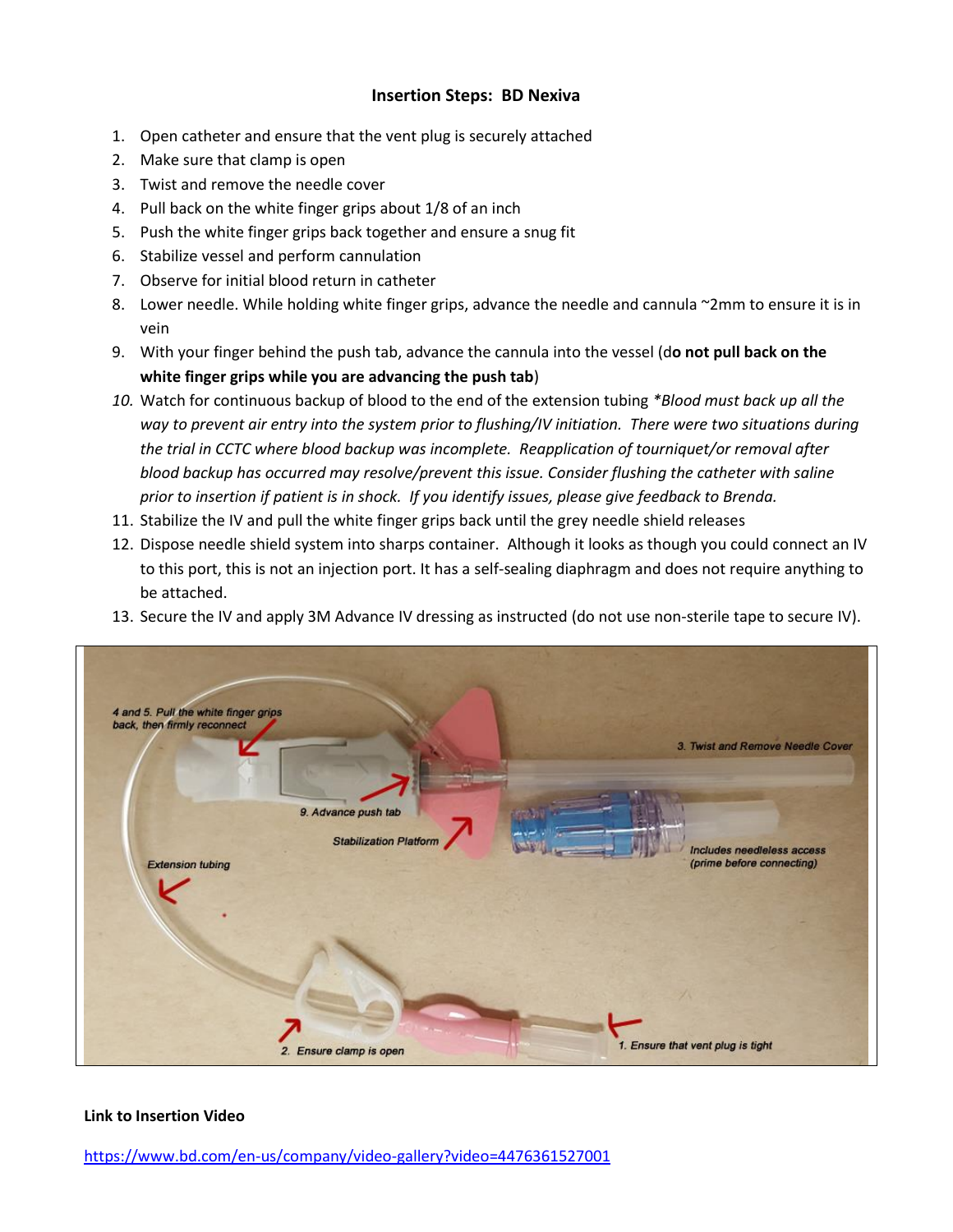## Insertion Steps: BD Nexiva

1. Open catheter and ensure that the vent plug is securely attached
2. Make sure that clamp is open
3. Twist and remove the needle cover
4. Pull back on the white finger grips about 1/8 of an inch
5. Push the white finger grips back together and ensure a snug fit
6. Stabilize vessel and perform cannulation
7. Observe for initial blood return in catheter
8. Lower needle. While holding white finger grips, advance the needle and cannula ~2mm to ensure it is in vein
9. With your finger behind the push tab, advance the cannula into the vessel (d**o not pull back on the white finger grips while you are advancing the push tab**)
10. *Watch for continuous backup of blood to the end of the extension tubing \*Blood must back up all the way to prevent air entry into the system prior to flushing/IV initiation. There were two situations during the trial in CCTC where blood backup was incomplete. Reapplication of tourniquet/or removal after blood backup has occurred may resolve/prevent this issue. Consider flushing the catheter with saline prior to insertion if patient is in shock. If you identify issues, please give feedback to Brenda.*
11. Stabilize the IV and pull the white finger grips back until the grey needle shield releases
12. Dispose needle shield system into sharps container. Although it looks as though you could connect an IV to this port, this is not an injection port. It has a self-sealing diaphragm and does not require anything to be attached.
13. Secure the IV and apply 3M Advance IV dressing as instructed (do not use non-sterile tape to secure IV).

*4 and 5. Pull the white finger grips back, then firmly reconnect*

*3. Twist and Remove Needle Cover*

*9. Advance push tab*

*Stabilization Platform*

*Includes needleless access (prime before connecting)*

*Extension tubing*

*2. Ensure clamp is open*

*1. Ensure that vent plug is tight*

**Link to Insertion Video**

https://www.bd.com/en-us/company/video-gallery?video=4476361527001